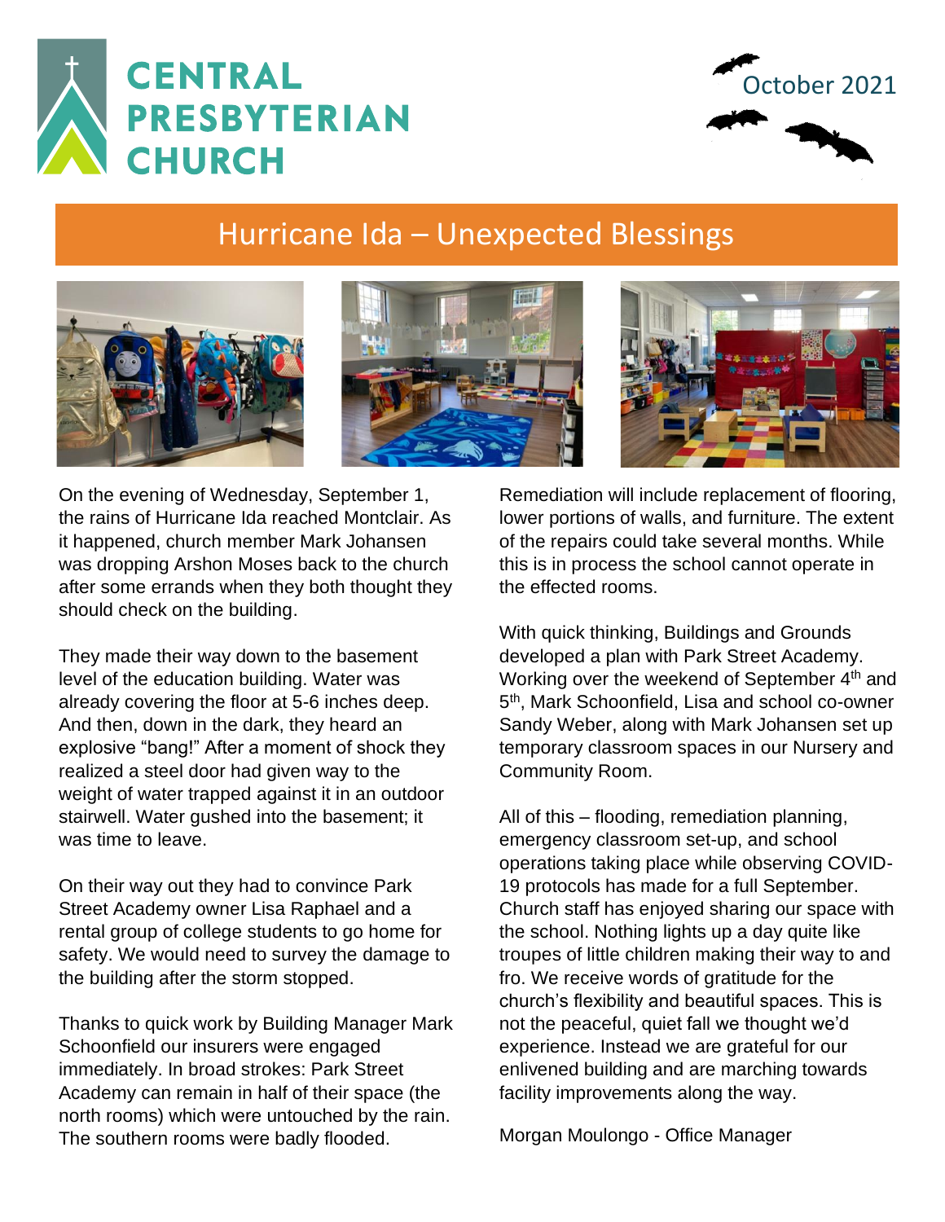# CENTRAL PRESBYTERIAN CHURCH

October 2021

## Hurricane Ida – Unexpected Blessings

On the evening of Wednesday, September 1, the rains of Hurricane Ida reached Montclair. As it happened, church member Mark Johansen was dropping Arshon Moses back to the church after some errands when they both thought they should check on the building.

They made their way down to the basement level of the education building. Water was already covering the floor at 5-6 inches deep. And then, down in the dark, they heard an explosive "bang!" After a moment of shock they realized a steel door had given way to the weight of water trapped against it in an outdoor stairwell. Water gushed into the basement; it was time to leave.

On their way out they had to convince Park Street Academy owner Lisa Raphael and a rental group of college students to go home for safety. We would need to survey the damage to the building after the storm stopped.

Thanks to quick work by Building Manager Mark Schoonfield our insurers were engaged immediately. In broad strokes: Park Street Academy can remain in half of their space (the north rooms) which were untouched by the rain. The southern rooms were badly flooded.

Remediation will include replacement of flooring, lower portions of walls, and furniture. The extent of the repairs could take several months. While this is in process the school cannot operate in the effected rooms.

With quick thinking, Buildings and Grounds developed a plan with Park Street Academy. Working over the weekend of September 4th and 5th, Mark Schoonfield, Lisa and school co-owner Sandy Weber, along with Mark Johansen set up temporary classroom spaces in our Nursery and Community Room.

All of this – flooding, remediation planning, emergency classroom set-up, and school operations taking place while observing COVID-19 protocols has made for a full September. Church staff has enjoyed sharing our space with the school. Nothing lights up a day quite like troupes of little children making their way to and fro. We receive words of gratitude for the church's flexibility and beautiful spaces. This is not the peaceful, quiet fall we thought we'd experience. Instead we are grateful for our enlivened building and are marching towards facility improvements along the way.

Morgan Moulongo - Office Manager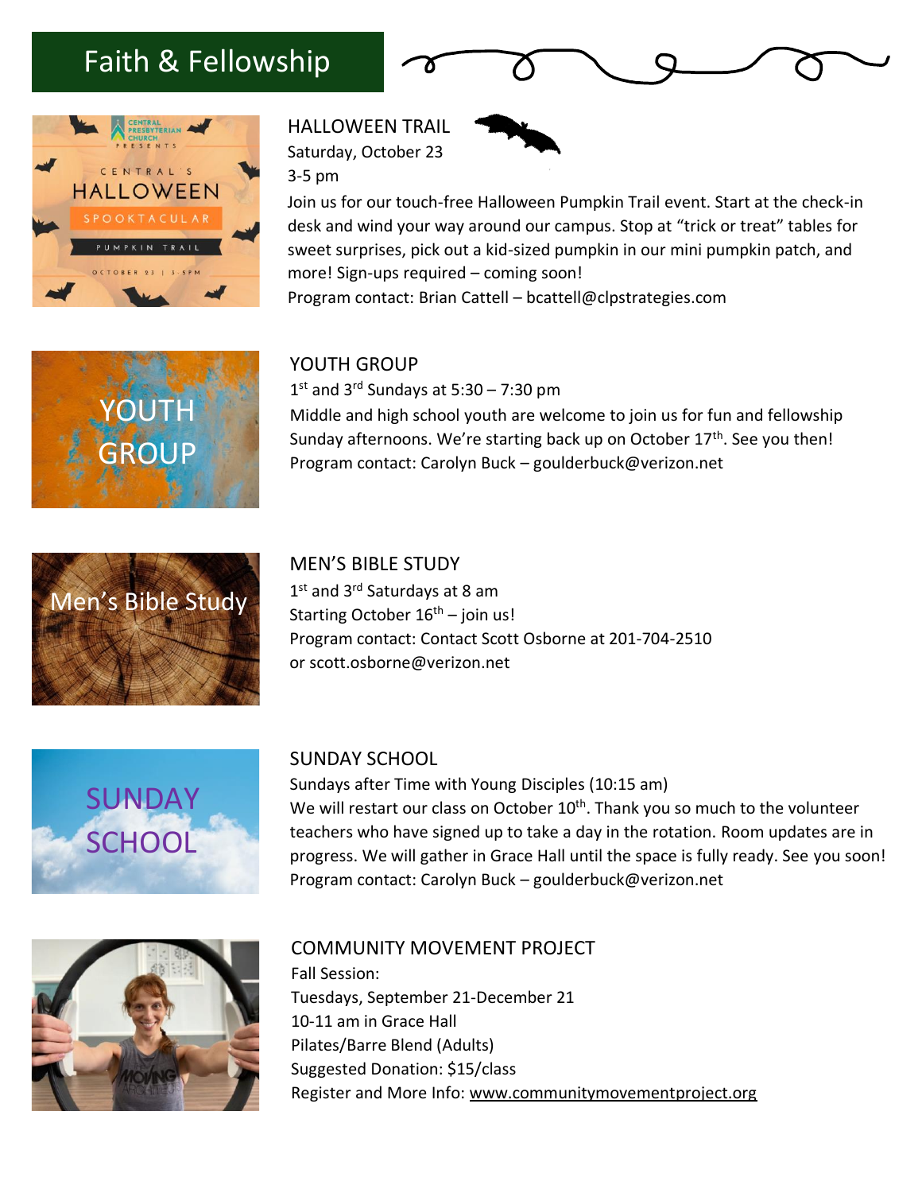# Faith & Fellowship

## HALLOWEEN TRAIL

Saturday, October 23
3-5 pm

Join us for our touch-free Halloween Pumpkin Trail event. Start at the check-in desk and wind your way around our campus. Stop at "trick or treat" tables for sweet surprises, pick out a kid-sized pumpkin in our mini pumpkin patch, and more! Sign-ups required – coming soon!

Program contact: Brian Cattell – bcattell@clpstrategies.com

## YOUTH GROUP

1st and 3rd Sundays at 5:30 – 7:30 pm

Middle and high school youth are welcome to join us for fun and fellowship Sunday afternoons. We're starting back up on October 17th. See you then!

Program contact: Carolyn Buck – goulderbuck@verizon.net

## MEN'S BIBLE STUDY

1st and 3rd Saturdays at 8 am
Starting October 16th – join us!

Program contact: Contact Scott Osborne at 201-704-2510 or scott.osborne@verizon.net

## SUNDAY SCHOOL

Sundays after Time with Young Disciples (10:15 am)

We will restart our class on October 10th. Thank you so much to the volunteer teachers who have signed up to take a day in the rotation. Room updates are in progress. We will gather in Grace Hall until the space is fully ready. See you soon!

Program contact: Carolyn Buck – goulderbuck@verizon.net

## COMMUNITY MOVEMENT PROJECT

Fall Session:
Tuesdays, September 21-December 21
10-11 am in Grace Hall
Pilates/Barre Blend (Adults)
Suggested Donation: $15/class
Register and More Info: www.communitymovementproject.org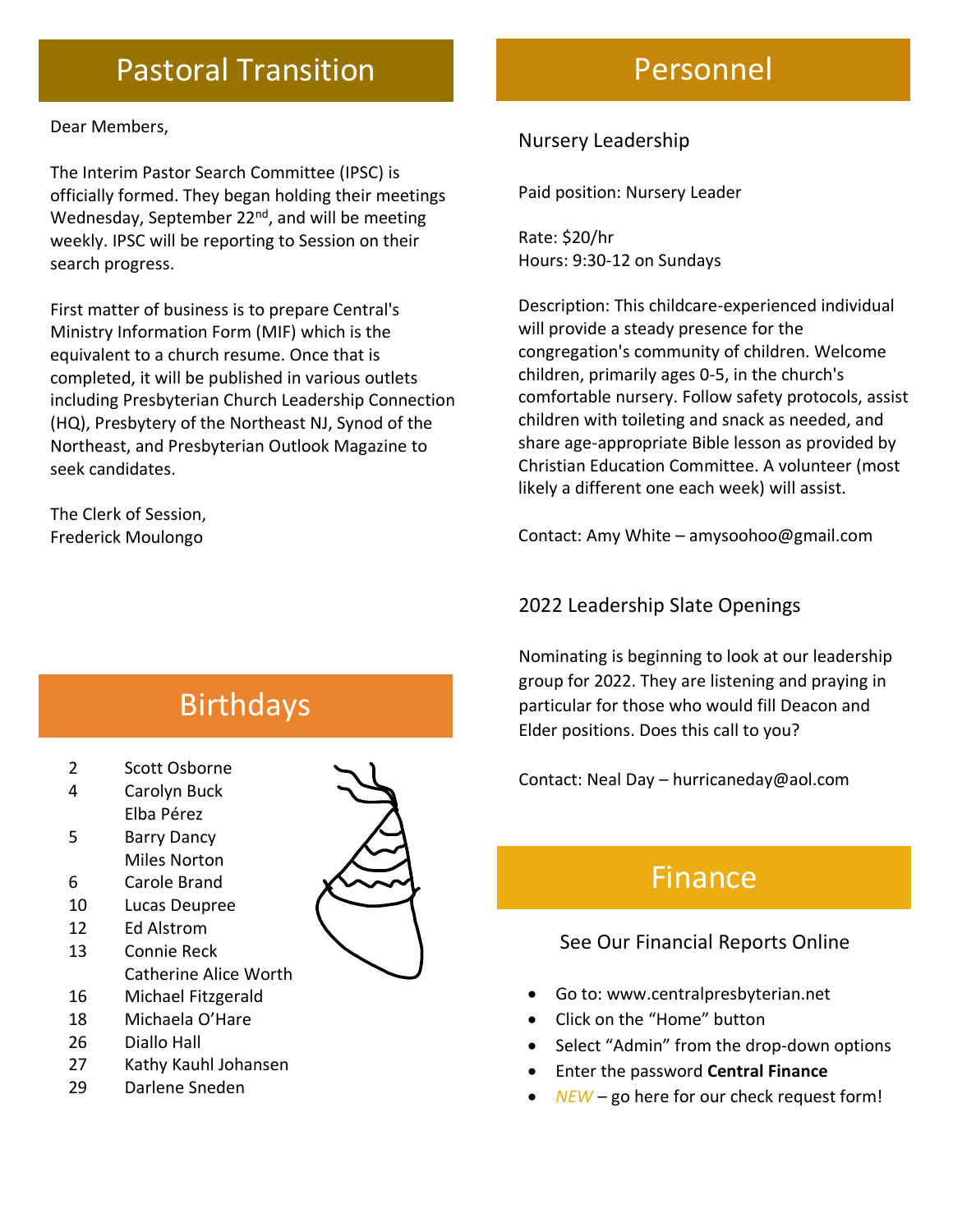## Pastoral Transition

Dear Members,

The Interim Pastor Search Committee (IPSC) is officially formed. They began holding their meetings Wednesday, September 22nd, and will be meeting weekly. IPSC will be reporting to Session on their search progress.

First matter of business is to prepare Central's Ministry Information Form (MIF) which is the equivalent to a church resume. Once that is completed, it will be published in various outlets including Presbyterian Church Leadership Connection (HQ), Presbytery of the Northeast NJ, Synod of the Northeast, and Presbyterian Outlook Magazine to seek candidates.

The Clerk of Session,
Frederick Moulongo

## Birthdays

| | |
|---|---|
| 2 | Scott Osborne |
| 4 | Carolyn Buck |
| | Elba Pérez |
| 5 | Barry Dancy |
| | Miles Norton |
| 6 | Carole Brand |
| 10 | Lucas Deupree |
| 12 | Ed Alstrom |
| 13 | Connie Reck |
| | Catherine Alice Worth |
| 16 | Michael Fitzgerald |
| 18 | Michaela O'Hare |
| 26 | Diallo Hall |
| 27 | Kathy Kauhl Johansen |
| 29 | Darlene Sneden |

## Personnel

### Nursery Leadership

Paid position: Nursery Leader

Rate: $20/hr
Hours: 9:30-12 on Sundays

Description: This childcare-experienced individual will provide a steady presence for the congregation's community of children. Welcome children, primarily ages 0-5, in the church's comfortable nursery. Follow safety protocols, assist children with toileting and snack as needed, and share age-appropriate Bible lesson as provided by Christian Education Committee. A volunteer (most likely a different one each week) will assist.

Contact: Amy White – amysoohoo@gmail.com

### 2022 Leadership Slate Openings

Nominating is beginning to look at our leadership group for 2022. They are listening and praying in particular for those who would fill Deacon and Elder positions. Does this call to you?

Contact: Neal Day – hurricaneday@aol.com

## Finance

### See Our Financial Reports Online

- Go to: www.centralpresbyterian.net
- Click on the "Home" button
- Select "Admin" from the drop-down options
- Enter the password **Central Finance**
- *NEW* – go here for our check request form!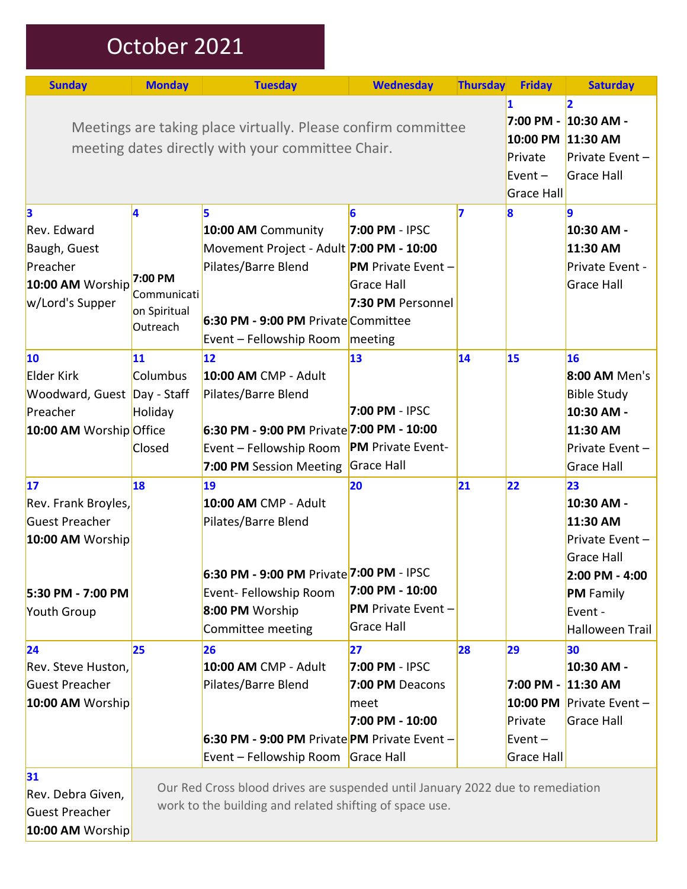# October 2021

| Sunday | Monday | Tuesday | Wednesday | Thursday | Friday | Saturday |
|---|---|---|---|---|---|---|
| Meetings are taking place virtually. Please confirm committee meeting dates directly with your committee Chair. | | | | | **1** **7:00 PM - 10:00 PM** Private Event – Grace Hall | **2** **10:30 AM - 11:30 AM** Private Event – Grace Hall |
| **3** Rev. Edward Baugh, Guest Preacher **10:00 AM** Worship w/Lord's Supper | **4** **7:00 PM** Communication Spiritual Outreach | **5** **10:00 AM** Community Movement Project - Adult Pilates/Barre Blend **6:30 PM - 9:00 PM** Private Event – Fellowship Room | **6** **7:00 PM** - IPSC **7:00 PM - 10:00 PM** Private Event – Grace Hall **7:30 PM** Personnel Committee meeting | **7** | **8** | **9** **10:30 AM - 11:30 AM** Private Event - Grace Hall |
| **10** Elder Kirk Woodward, Guest Preacher **10:00 AM** Worship | **11** Columbus Day - Staff Holiday Office Closed | **12** **10:00 AM** CMP - Adult Pilates/Barre Blend **6:30 PM - 9:00 PM** Private Event – Fellowship Room **7:00 PM** Session Meeting | **13** **7:00 PM** - IPSC **7:00 PM - 10:00 PM** Private Event- Grace Hall | **14** | **15** | **16** **8:00 AM** Men's Bible Study **10:30 AM - 11:30 AM** Private Event – Grace Hall |
| **17** Rev. Frank Broyles, Guest Preacher **10:00 AM** Worship **5:30 PM - 7:00 PM** Youth Group | **18** | **19** **10:00 AM** CMP - Adult Pilates/Barre Blend **6:30 PM - 9:00 PM** Private Event- Fellowship Room **8:00 PM** Worship Committee meeting | **20** **7:00 PM** - IPSC **7:00 PM - 10:00 PM** Private Event – Grace Hall | **21** | **22** | **23** **10:30 AM - 11:30 AM** Private Event – Grace Hall **2:00 PM - 4:00 PM** Family Event - Halloween Trail |
| **24** Rev. Steve Huston, Guest Preacher **10:00 AM** Worship | **25** | **26** **10:00 AM** CMP - Adult Pilates/Barre Blend **6:30 PM - 9:00 PM** Private Event – Fellowship Room | **27** **7:00 PM** - IPSC **7:00 PM** Deacons meet **7:00 PM - 10:00 PM** Private Event – Grace Hall | **28** | **29** **7:00 PM - 10:00 PM** Private Event – Grace Hall | **30** **10:30 AM - 11:30 AM** Private Event – Grace Hall |
| **31** Rev. Debra Given, Guest Preacher **10:00 AM** Worship | Our Red Cross blood drives are suspended until January 2022 due to remediation work to the building and related shifting of space use. | | | | | |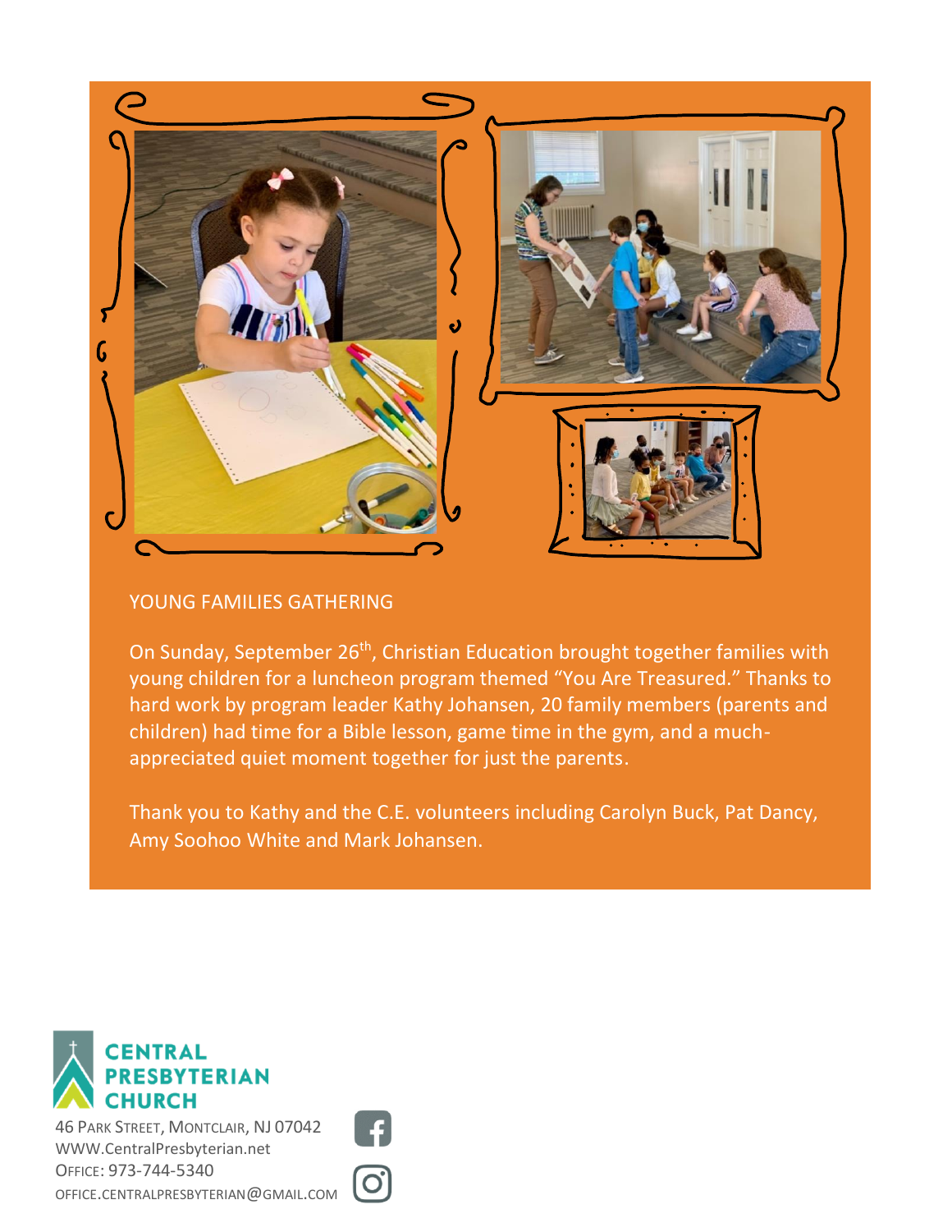## YOUNG FAMILIES GATHERING

On Sunday, September 26th, Christian Education brought together families with young children for a luncheon program themed "You Are Treasured." Thanks to hard work by program leader Kathy Johansen, 20 family members (parents and children) had time for a Bible lesson, game time in the gym, and a much-appreciated quiet moment together for just the parents.

Thank you to Kathy and the C.E. volunteers including Carolyn Buck, Pat Dancy, Amy Soohoo White and Mark Johansen.

**CENTRAL PRESBYTERIAN CHURCH**

46 Park Street, Montclair, NJ 07042
WWW.CentralPresbyterian.net
Office: 973-744-5340
OFFICE.CENTRALPRESBYTERIAN@GMAIL.COM